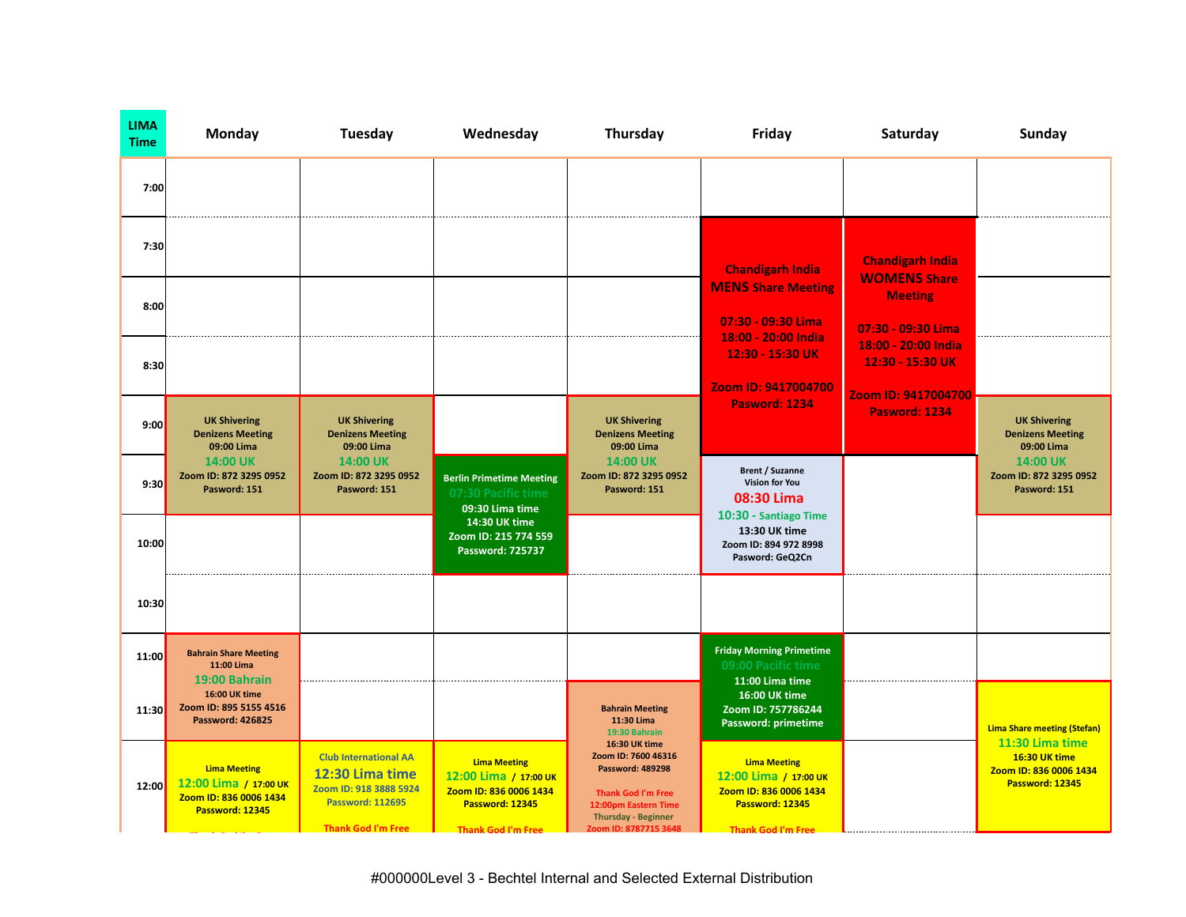| LIMA Time | Monday | Tuesday | Wednesday | Thursday | Friday | Saturday | Sunday |
|---|---|---|---|---|---|---|---|
| 7:00 | | | | | | | |
| 7:30 | | | | | Chandigarh India MENS Share Meeting 07:30 - 09:30 Lima 18:00 - 20:00 India 12:30 - 15:30 UK Zoom ID: 9417004700 Pasword: 1234 | Chandigarh India WOMENS Share Meeting 07:30 - 09:30 Lima 18:00 - 20:00 India 12:30 - 15:30 UK Zoom ID: 9417004700 Pasword: 1234 | |
| 8:00 | | | | | | | |
| 8:30 | | | | | | | |
| 9:00 | UK Shivering Denizens Meeting 09:00 Lima 14:00 UK Zoom ID: 872 3295 0952 Pasword: 151 | UK Shivering Denizens Meeting 09:00 Lima 14:00 UK Zoom ID: 872 3295 0952 Pasword: 151 | | UK Shivering Denizens Meeting 09:00 Lima 14:00 UK Zoom ID: 872 3295 0952 Pasword: 151 | | | UK Shivering Denizens Meeting 09:00 Lima 14:00 UK Zoom ID: 872 3295 0952 Pasword: 151 |
| 9:30 | | | Berlin Primetime Meeting 07:30 Pacific time 09:30 Lima time 14:30 UK time Zoom ID: 215 774 559 Password: 725737 | | Brent / Suzanne Vision for You 08:30 Lima 10:30 - Santiago Time 13:30 UK time Zoom ID: 894 972 8998 Pasword: GeQ2Cn | | |
| 10:00 | | | | | | | |
| 10:30 | | | | | | | |
| 11:00 | Bahrain Share Meeting 11:00 Lima 19:00 Bahrain 16:00 UK time Zoom ID: 895 5155 4516 Password: 426825 | | | | Friday Morning Primetime 09:00 Pacific time 11:00 Lima time 16:00 UK time Zoom ID: 757786244 Password: primetime | | |
| 11:30 | | | | Bahrain Meeting 11:30 Lima 19:30 Bahrain 16:30 UK time Zoom ID: 7600 46316 Password: 489298 | | | Lima Share meeting (Stefan) 11:30 Lima time 16:30 UK time Zoom ID: 836 0006 1434 Password: 12345 |
| 12:00 | Lima Meeting 12:00 Lima / 17:00 UK Zoom ID: 836 0006 1434 Password: 12345 | Club International AA 12:30 Lima time Zoom ID: 918 3888 5924 Password: 112695 Thank God I'm Free | Lima Meeting 12:00 Lima / 17:00 UK Zoom ID: 836 0006 1434 Password: 12345 Thank God I'm Free | Thank God I'm Free 12:00pm Eastern Time Thursday - Beginner Zoom ID: 8787715 3648 | Lima Meeting 12:00 Lima / 17:00 UK Zoom ID: 836 0006 1434 Password: 12345 Thank God I'm Free | | |

#000000Level 3 - Bechtel Internal and Selected External Distribution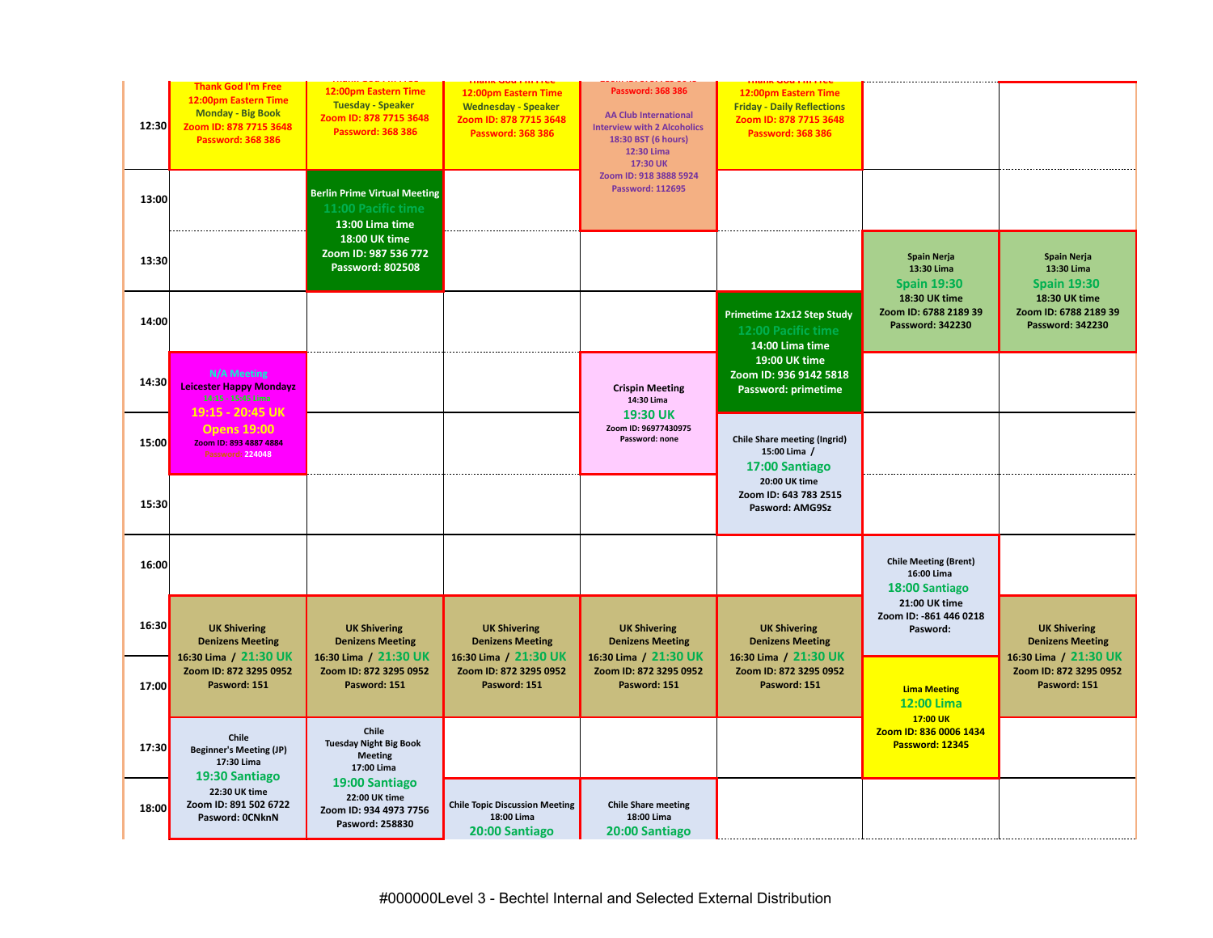| | | | | | | | |
|---|---|---|---|---|---|---|---|
| 12:30 | Thank God I'm Free 12:00pm Eastern Time Monday - Big Book Zoom ID: 878 7715 3648 Password: 368 386 | Thank God I'm Free 12:00pm Eastern Time Tuesday - Speaker Zoom ID: 878 7715 3648 Password: 368 386 | Thank God I'm Free 12:00pm Eastern Time Wednesday - Speaker Zoom ID: 878 7715 3648 Password: 368 386 | Zoom ID: 878 7715 3648 Password: 368 386 AA Club International Interview with 2 Alcoholics 18:30 BST (6 hours) 12:30 Lima 17:30 UK Zoom ID: 918 3888 5924 Password: 112695 | Thank God I'm Free 12:00pm Eastern Time Friday - Daily Reflections Zoom ID: 878 7715 3648 Password: 368 386 | | |
| 13:00 | | Berlin Prime Virtual Meeting 11:00 Pacific time 13:00 Lima time 18:00 UK time Zoom ID: 987 536 772 Password: 802508 | | | | | |
| 13:30 | | | | | | Spain Nerja 13:30 Lima Spain 19:30 18:30 UK time Zoom ID: 6788 2189 39 Password: 342230 | Spain Nerja 13:30 Lima Spain 19:30 18:30 UK time Zoom ID: 6788 2189 39 Password: 342230 |
| 14:00 | | | | | Primetime 12x12 Step Study 12:00 Pacific time 14:00 Lima time 19:00 UK time Zoom ID: 936 9142 5818 Password: primetime | | |
| 14:30 | N/A Meeting Leicester Happy Mondayz 14:15 - 15:45 Lima 19:15 - 20:45 UK Opens 19:00 Zoom ID: 893 4887 4884 Password: 224048 | | | Crispin Meeting 14:30 Lima 19:30 UK Zoom ID: 96977430975 Password: none | | | |
| 15:00 | | | | | Chile Share meeting (Ingrid) 15:00 Lima / 17:00 Santiago 20:00 UK time Zoom ID: 643 783 2515 Pasword: AMG9Sz | | |
| 15:30 | | | | | | | |
| 16:00 | | | | | | Chile Meeting (Brent) 16:00 Lima 18:00 Santiago 21:00 UK time Zoom ID: -861 446 0218 Pasword: | |
| 16:30 | UK Shivering Denizens Meeting 16:30 Lima / 21:30 UK Zoom ID: 872 3295 0952 Pasword: 151 | UK Shivering Denizens Meeting 16:30 Lima / 21:30 UK Zoom ID: 872 3295 0952 Pasword: 151 | UK Shivering Denizens Meeting 16:30 Lima / 21:30 UK Zoom ID: 872 3295 0952 Pasword: 151 | UK Shivering Denizens Meeting 16:30 Lima / 21:30 UK Zoom ID: 872 3295 0952 Pasword: 151 | UK Shivering Denizens Meeting 16:30 Lima / 21:30 UK Zoom ID: 872 3295 0952 Pasword: 151 | | UK Shivering Denizens Meeting 16:30 Lima / 21:30 UK Zoom ID: 872 3295 0952 Pasword: 151 |
| 17:00 | | | | | | Lima Meeting 12:00 Lima 17:00 UK Zoom ID: 836 0006 1434 Password: 12345 | |
| 17:30 | Chile Beginner's Meeting (JP) 17:30 Lima 19:30 Santiago 22:30 UK time Zoom ID: 891 502 6722 Pasword: 0CNknN | Chile Tuesday Night Big Book Meeting 17:00 Lima 19:00 Santiago 22:00 UK time Zoom ID: 934 4973 7756 Pasword: 258830 | | | | | |
| 18:00 | | | Chile Topic Discussion Meeting 18:00 Lima 20:00 Santiago | Chile Share meeting 18:00 Lima 20:00 Santiago | | | |

#000000Level 3 - Bechtel Internal and Selected External Distribution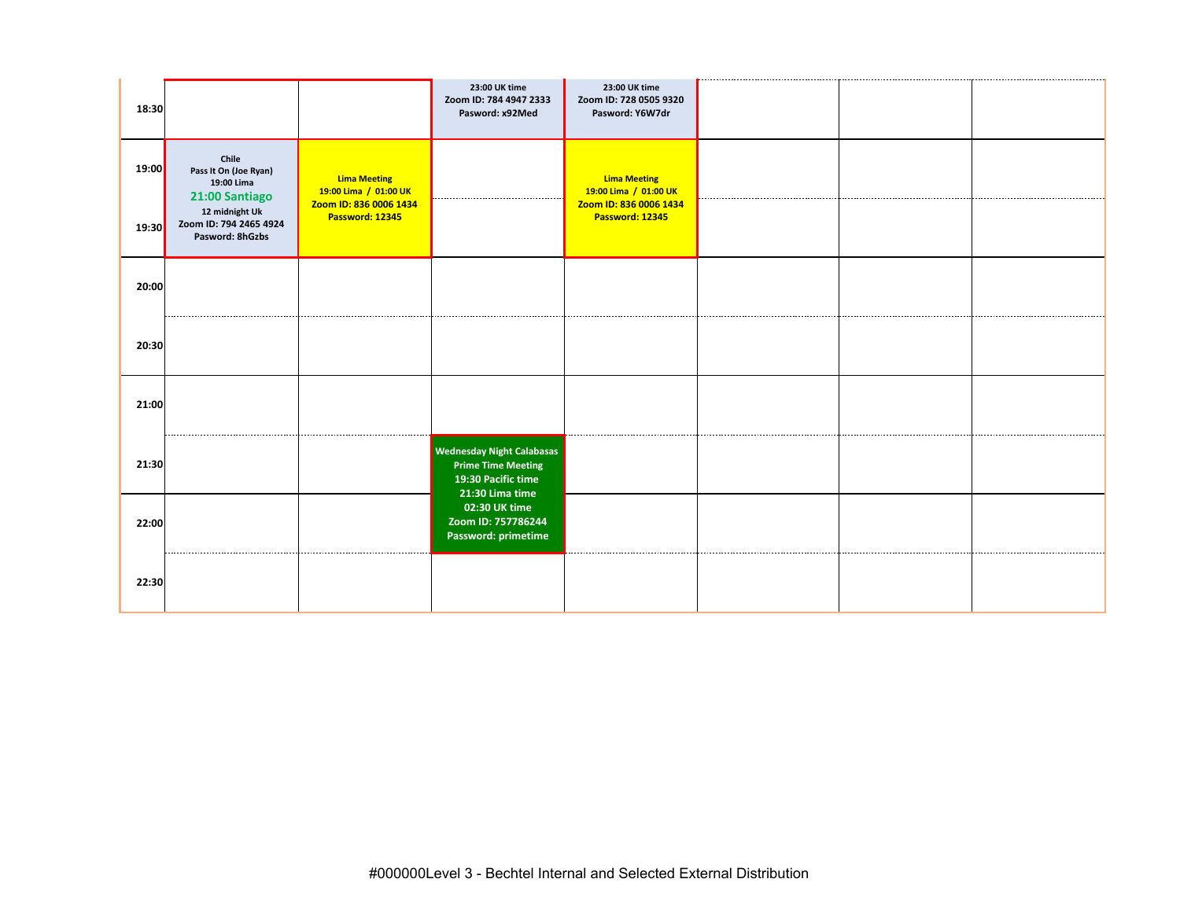| | | | | | | | |
|---|---|---|---|---|---|---|---|
| 18:30 | | | 23:00 UK time Zoom ID: 784 4947 2333 Pasword: x92Med | 23:00 UK time Zoom ID: 728 0505 9320 Pasword: Y6W7dr | | | |
| 19:00 | Chile Pass It On (Joe Ryan) 19:00 Lima 21:00 Santiago 12 midnight Uk Zoom ID: 794 2465 4924 Pasword: 8hGzbs | Lima Meeting 19:00 Lima / 01:00 UK Zoom ID: 836 0006 1434 Password: 12345 | | Lima Meeting 19:00 Lima / 01:00 UK Zoom ID: 836 0006 1434 Password: 12345 | | | |
| 19:30 | | | | | | | |
| 20:00 | | | | | | | |
| 20:30 | | | | | | | |
| 21:00 | | | | | | | |
| 21:30 | | | Wednesday Night Calabasas Prime Time Meeting 19:30 Pacific time 21:30 Lima time 02:30 UK time Zoom ID: 757786244 Password: primetime | | | | |
| 22:00 | | | | | | | |
| 22:30 | | | | | | | |

#000000Level 3 - Bechtel Internal and Selected External Distribution